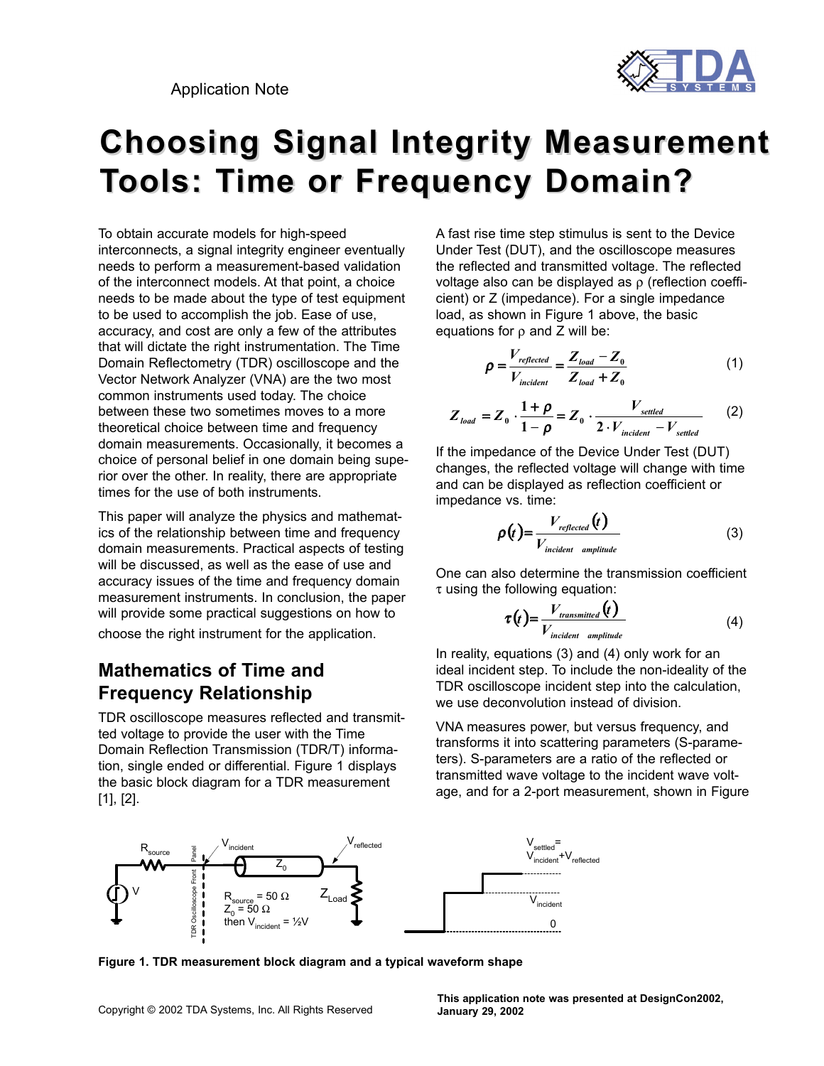Application Note

# Choosing Signal Integrity Measurement Tools: Time or Frequency Domain?

To obtain accurate models for high-speed interconnects, a signal integrity engineer eventually needs to perform a measurement-based validation of the interconnect models. At that point, a choice needs to be made about the type of test equipment to be used to accomplish the job. Ease of use, accuracy, and cost are only a few of the attributes that will dictate the right instrumentation. The Time Domain Reflectometry (TDR) oscilloscope and the Vector Network Analyzer (VNA) are the two most common instruments used today. The choice between these two sometimes moves to a more theoretical choice between time and frequency domain measurements. Occasionally, it becomes a choice of personal belief in one domain being superior over the other. In reality, there are appropriate times for the use of both instruments.

This paper will analyze the physics and mathematics of the relationship between time and frequency domain measurements. Practical aspects of testing will be discussed, as well as the ease of use and accuracy issues of the time and frequency domain measurement instruments. In conclusion, the paper will provide some practical suggestions on how to choose the right instrument for the application.

## Mathematics of Time and Frequency Relationship

TDR oscilloscope measures reflected and transmitted voltage to provide the user with the Time Domain Reflection Transmission (TDR/T) information, single ended or differential. Figure 1 displays the basic block diagram for a TDR measurement [1], [2].

A fast rise time step stimulus is sent to the Device Under Test (DUT), and the oscilloscope measures the reflected and transmitted voltage. The reflected voltage also can be displayed as ρ (reflection coefficient) or Z (impedance). For a single impedance load, as shown in Figure 1 above, the basic equations for ρ and Z will be:

$$\rho = \frac{V_{reflected}}{V_{incident}} = \frac{Z_{load} - Z_0}{Z_{load} + Z_0} \qquad (1)$$

$$Z_{load} = Z_0 \cdot \frac{1+\rho}{1-\rho} = Z_0 \cdot \frac{V_{settled}}{2 \cdot V_{incident} - V_{settled}} \qquad (2)$$

If the impedance of the Device Under Test (DUT) changes, the reflected voltage will change with time and can be displayed as reflection coefficient or impedance vs. time:

$$\rho(t) = \frac{V_{reflected}(t)}{V_{incident\ \ amplitude}} \qquad (3)$$

One can also determine the transmission coefficient τ using the following equation:

$$\tau(t) = \frac{V_{transmitted}(t)}{V_{incident\ \ amplitude}} \qquad (4)$$

In reality, equations (3) and (4) only work for an ideal incident step. To include the non-ideality of the TDR oscilloscope incident step into the calculation, we use deconvolution instead of division.

VNA measures power, but versus frequency, and transforms it into scattering parameters (S-parameters). S-parameters are a ratio of the reflected or transmitted wave voltage to the incident wave voltage, and for a 2-port measurement, shown in Figure

$R_{source}$ = 50 Ω, $Z_0$ = 50 Ω, then $V_{incident}$ = ½V

$V_{settled} = V_{incident} + V_{reflected}$

**Figure 1. TDR measurement block diagram and a typical waveform shape**

Copyright © 2002 TDA Systems, Inc. All Rights Reserved

**This application note was presented at DesignCon2002, January 29, 2002**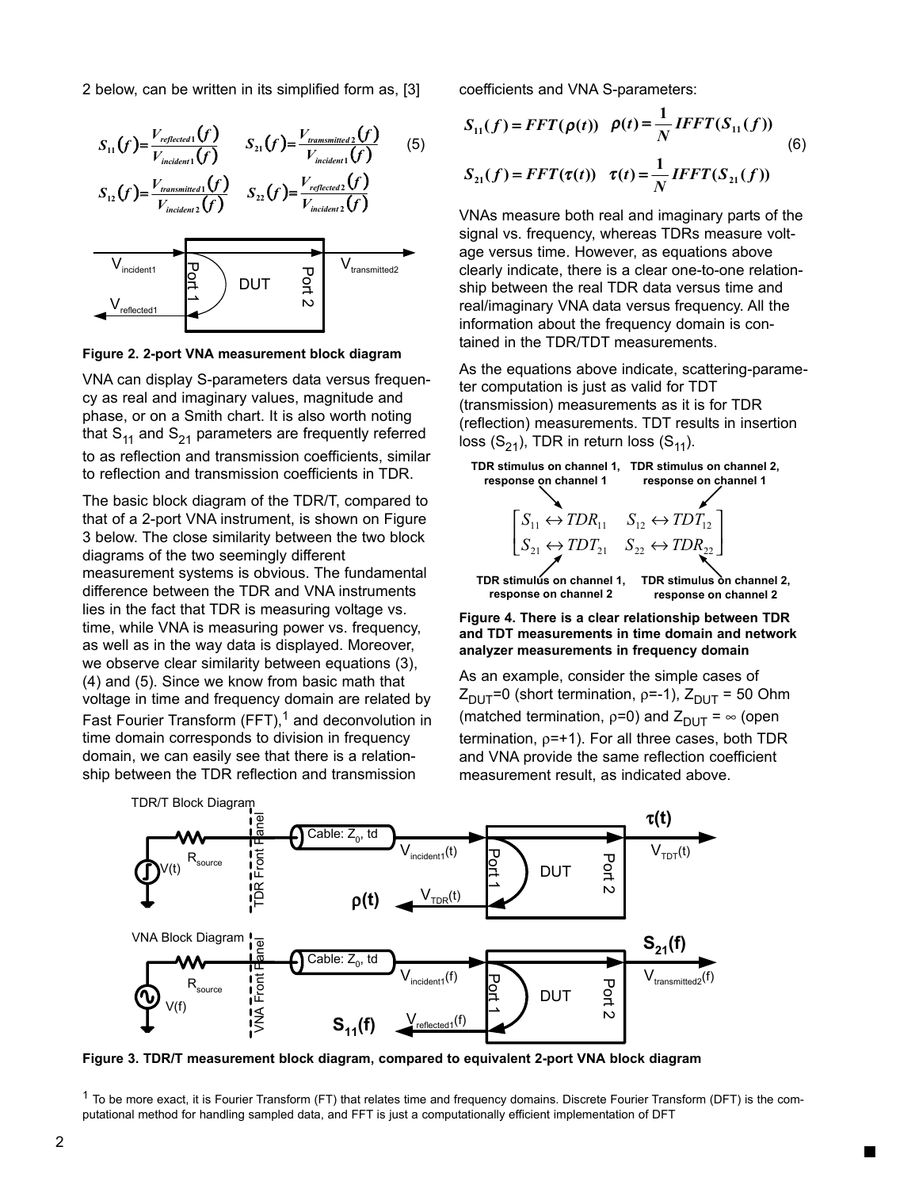2 below, can be written in its simplified form as, [3]

$$S_{11}(f)=\frac{V_{reflected1}(f)}{V_{incident1}(f)} \qquad S_{21}(f)=\frac{V_{transmitted2}(f)}{V_{incident1}(f)} \qquad (5)$$

$$S_{12}(f)=\frac{V_{transmitted1}(f)}{V_{incident2}(f)} \qquad S_{22}(f)=\frac{V_{reflected2}(f)}{V_{incident2}(f)}$$

**Figure 2. 2-port VNA measurement block diagram**

VNA can display S-parameters data versus frequency as real and imaginary values, magnitude and phase, or on a Smith chart. It is also worth noting that $S_{11}$ and $S_{21}$ parameters are frequently referred to as reflection and transmission coefficients, similar to reflection and transmission coefficients in TDR.

The basic block diagram of the TDR/T, compared to that of a 2-port VNA instrument, is shown on Figure 3 below. The close similarity between the two block diagrams of the two seemingly different measurement systems is obvious. The fundamental difference between the TDR and VNA instruments lies in the fact that TDR is measuring voltage vs. time, while VNA is measuring power vs. frequency, as well as in the way data is displayed. Moreover, we observe clear similarity between equations (3), (4) and (5). Since we know from basic math that voltage in time and frequency domain are related by Fast Fourier Transform (FFT),[1] and deconvolution in time domain corresponds to division in frequency domain, we can easily see that there is a relationship between the TDR reflection and transmission coefficients and VNA S-parameters:

$$S_{11}(f)=FFT(\rho(t)) \quad \rho(t)=\frac{1}{N}IFFT(S_{11}(f))$$

$$S_{21}(f)=FFT(\tau(t)) \quad \tau(t)=\frac{1}{N}IFFT(S_{21}(f)) \qquad (6)$$

VNAs measure both real and imaginary parts of the signal vs. frequency, whereas TDRs measure voltage versus time. However, as equations above clearly indicate, there is a clear one-to-one relationship between the real TDR data versus time and real/imaginary VNA data versus frequency. All the information about the frequency domain is contained in the TDR/TDT measurements.

As the equations above indicate, scattering-parameter computation is just as valid for TDT (transmission) measurements as it is for TDR (reflection) measurements. TDT results in insertion loss ($S_{21}$), TDR in return loss ($S_{11}$).

$$\begin{bmatrix} S_{11} \leftrightarrow TDR_{11} & S_{12} \leftrightarrow TDT_{12} \\ S_{21} \leftrightarrow TDT_{21} & S_{22} \leftrightarrow TDR_{22} \end{bmatrix}$$

TDR stimulus on channel 1, response on channel 1 · TDR stimulus on channel 2, response on channel 1 · TDR stimulus on channel 1, response on channel 2 · TDR stimulus on channel 2, response on channel 2

**Figure 4. There is a clear relationship between TDR and TDT measurements in time domain and network analyzer measurements in frequency domain**

As an example, consider the simple cases of $Z_{DUT}$=0 (short termination, ρ=-1), $Z_{DUT}$ = 50 Ohm (matched termination, ρ=0) and $Z_{DUT}$ = ∞ (open termination, ρ=+1). For all three cases, both TDR and VNA provide the same reflection coefficient measurement result, as indicated above.

**Figure 3. TDR/T measurement block diagram, compared to equivalent 2-port VNA block diagram**

[1] To be more exact, it is Fourier Transform (FT) that relates time and frequency domains. Discrete Fourier Transform (DFT) is the computational method for handling sampled data, and FFT is just a computationally efficient implementation of DFT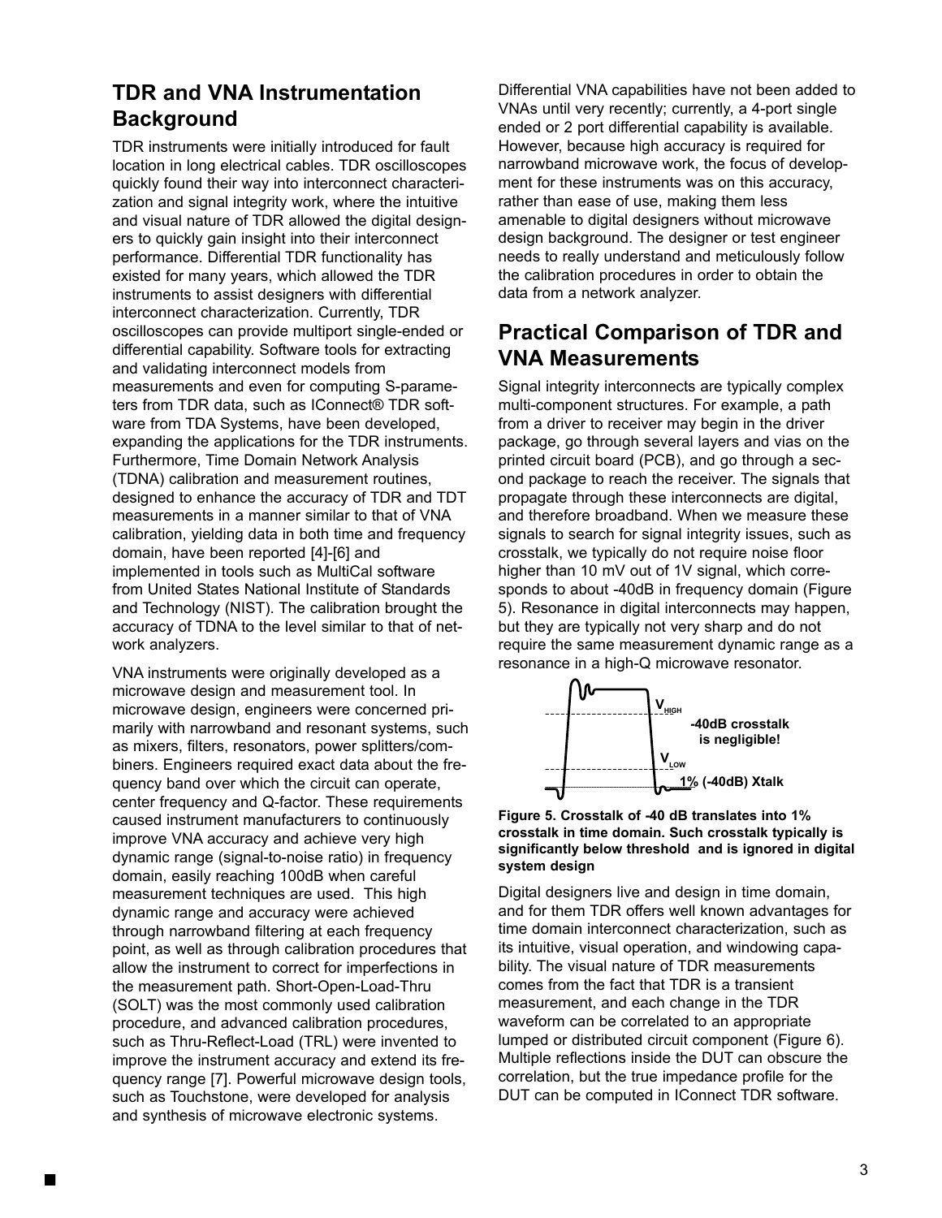## TDR and VNA Instrumentation Background

TDR instruments were initially introduced for fault location in long electrical cables. TDR oscilloscopes quickly found their way into interconnect characterization and signal integrity work, where the intuitive and visual nature of TDR allowed the digital designers to quickly gain insight into their interconnect performance. Differential TDR functionality has existed for many years, which allowed the TDR instruments to assist designers with differential interconnect characterization. Currently, TDR oscilloscopes can provide multiport single-ended or differential capability. Software tools for extracting and validating interconnect models from measurements and even for computing S-parameters from TDR data, such as IConnect® TDR software from TDA Systems, have been developed, expanding the applications for the TDR instruments. Furthermore, Time Domain Network Analysis (TDNA) calibration and measurement routines, designed to enhance the accuracy of TDR and TDT measurements in a manner similar to that of VNA calibration, yielding data in both time and frequency domain, have been reported [4]-[6] and implemented in tools such as MultiCal software from United States National Institute of Standards and Technology (NIST). The calibration brought the accuracy of TDNA to the level similar to that of network analyzers.

VNA instruments were originally developed as a microwave design and measurement tool. In microwave design, engineers were concerned primarily with narrowband and resonant systems, such as mixers, filters, resonators, power splitters/combiners. Engineers required exact data about the frequency band over which the circuit can operate, center frequency and Q-factor. These requirements caused instrument manufacturers to continuously improve VNA accuracy and achieve very high dynamic range (signal-to-noise ratio) in frequency domain, easily reaching 100dB when careful measurement techniques are used. This high dynamic range and accuracy were achieved through narrowband filtering at each frequency point, as well as through calibration procedures that allow the instrument to correct for imperfections in the measurement path. Short-Open-Load-Thru (SOLT) was the most commonly used calibration procedure, and advanced calibration procedures, such as Thru-Reflect-Load (TRL) were invented to improve the instrument accuracy and extend its frequency range [7]. Powerful microwave design tools, such as Touchstone, were developed for analysis and synthesis of microwave electronic systems.

Differential VNA capabilities have not been added to VNAs until very recently; currently, a 4-port single ended or 2 port differential capability is available. However, because high accuracy is required for narrowband microwave work, the focus of development for these instruments was on this accuracy, rather than ease of use, making them less amenable to digital designers without microwave design background. The designer or test engineer needs to really understand and meticulously follow the calibration procedures in order to obtain the data from a network analyzer.

## Practical Comparison of TDR and VNA Measurements

Signal integrity interconnects are typically complex multi-component structures. For example, a path from a driver to receiver may begin in the driver package, go through several layers and vias on the printed circuit board (PCB), and go through a second package to reach the receiver. The signals that propagate through these interconnects are digital, and therefore broadband. When we measure these signals to search for signal integrity issues, such as crosstalk, we typically do not require noise floor higher than 10 mV out of 1V signal, which corresponds to about -40dB in frequency domain (Figure 5). Resonance in digital interconnects may happen, but they are typically not very sharp and do not require the same measurement dynamic range as a resonance in a high-Q microwave resonator.

$V_{HIGH}$ -40dB crosstalk is negligible! $V_{LOW}$ 1% (-40dB) Xtalk

**Figure 5. Crosstalk of -40 dB translates into 1% crosstalk in time domain. Such crosstalk typically is significantly below threshold and is ignored in digital system design**

Digital designers live and design in time domain, and for them TDR offers well known advantages for time domain interconnect characterization, such as its intuitive, visual operation, and windowing capability. The visual nature of TDR measurements comes from the fact that TDR is a transient measurement, and each change in the TDR waveform can be correlated to an appropriate lumped or distributed circuit component (Figure 6). Multiple reflections inside the DUT can obscure the correlation, but the true impedance profile for the DUT can be computed in IConnect TDR software.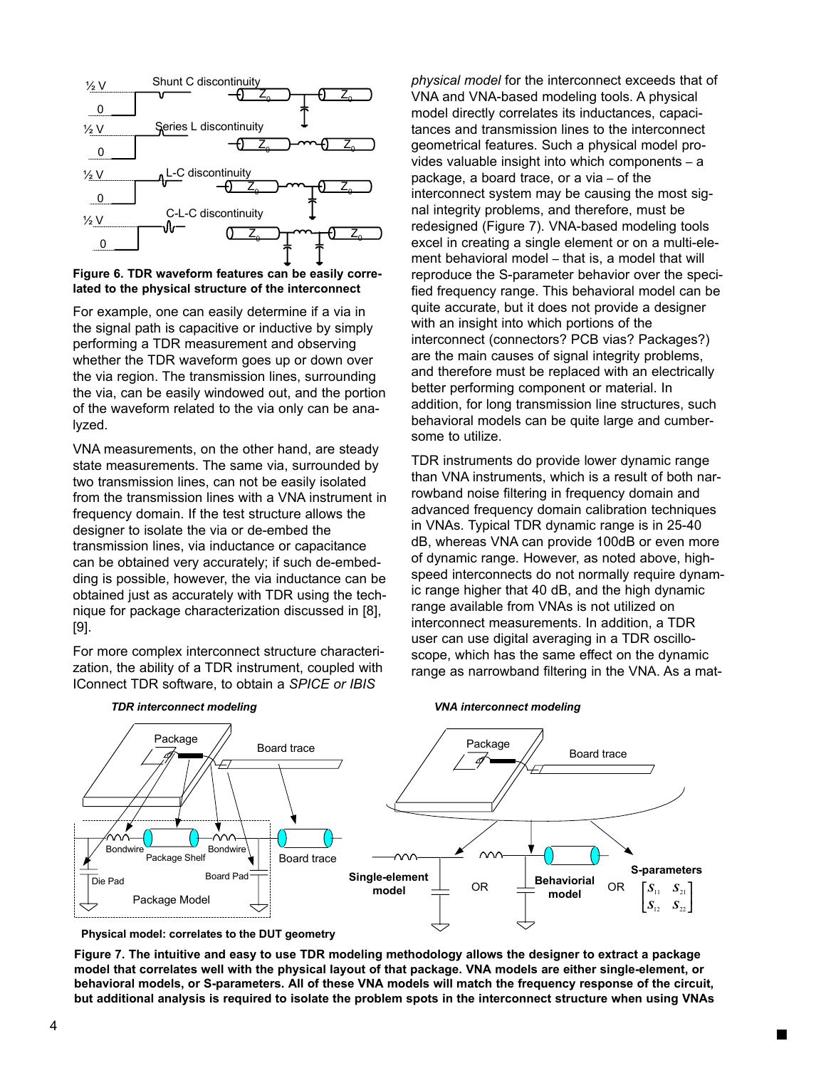**Figure 6. TDR waveform features can be easily correlated to the physical structure of the interconnect**

For example, one can easily determine if a via in the signal path is capacitive or inductive by simply performing a TDR measurement and observing whether the TDR waveform goes up or down over the via region. The transmission lines, surrounding the via, can be easily windowed out, and the portion of the waveform related to the via only can be analyzed.

VNA measurements, on the other hand, are steady state measurements. The same via, surrounded by two transmission lines, can not be easily isolated from the transmission lines with a VNA instrument in frequency domain. If the test structure allows the designer to isolate the via or de-embed the transmission lines, via inductance or capacitance can be obtained very accurately; if such de-embedding is possible, however, the via inductance can be obtained just as accurately with TDR using the technique for package characterization discussed in [8], [9].

For more complex interconnect structure characterization, the ability of a TDR instrument, coupled with IConnect TDR software, to obtain a *SPICE or IBIS physical model* for the interconnect exceeds that of VNA and VNA-based modeling tools. A physical model directly correlates its inductances, capacitances and transmission lines to the interconnect geometrical features. Such a physical model provides valuable insight into which components – a package, a board trace, or a via – of the interconnect system may be causing the most signal integrity problems, and therefore, must be redesigned (Figure 7). VNA-based modeling tools excel in creating a single element or on a multi-element behavioral model – that is, a model that will reproduce the S-parameter behavior over the specified frequency range. This behavioral model can be quite accurate, but it does not provide a designer with an insight into which portions of the interconnect (connectors? PCB vias? Packages?) are the main causes of signal integrity problems, and therefore must be replaced with an electrically better performing component or material. In addition, for long transmission line structures, such behavioral models can be quite large and cumbersome to utilize.

TDR instruments do provide lower dynamic range than VNA instruments, which is a result of both narrowband noise filtering in frequency domain and advanced frequency domain calibration techniques in VNAs. Typical TDR dynamic range is in 25-40 dB, whereas VNA can provide 100dB or even more of dynamic range. However, as noted above, high-speed interconnects do not normally require dynamic range higher that 40 dB, and the high dynamic range available from VNAs is not utilized on interconnect measurements. In addition, a TDR user can use digital averaging in a TDR oscilloscope, which has the same effect on the dynamic range as narrowband filtering in the VNA. As a mat-

**Figure 7. The intuitive and easy to use TDR modeling methodology allows the designer to extract a package model that correlates well with the physical layout of that package. VNA models are either single-element, or behavioral models, or S-parameters. All of these VNA models will match the frequency response of the circuit, but additional analysis is required to isolate the problem spots in the interconnect structure when using VNAs**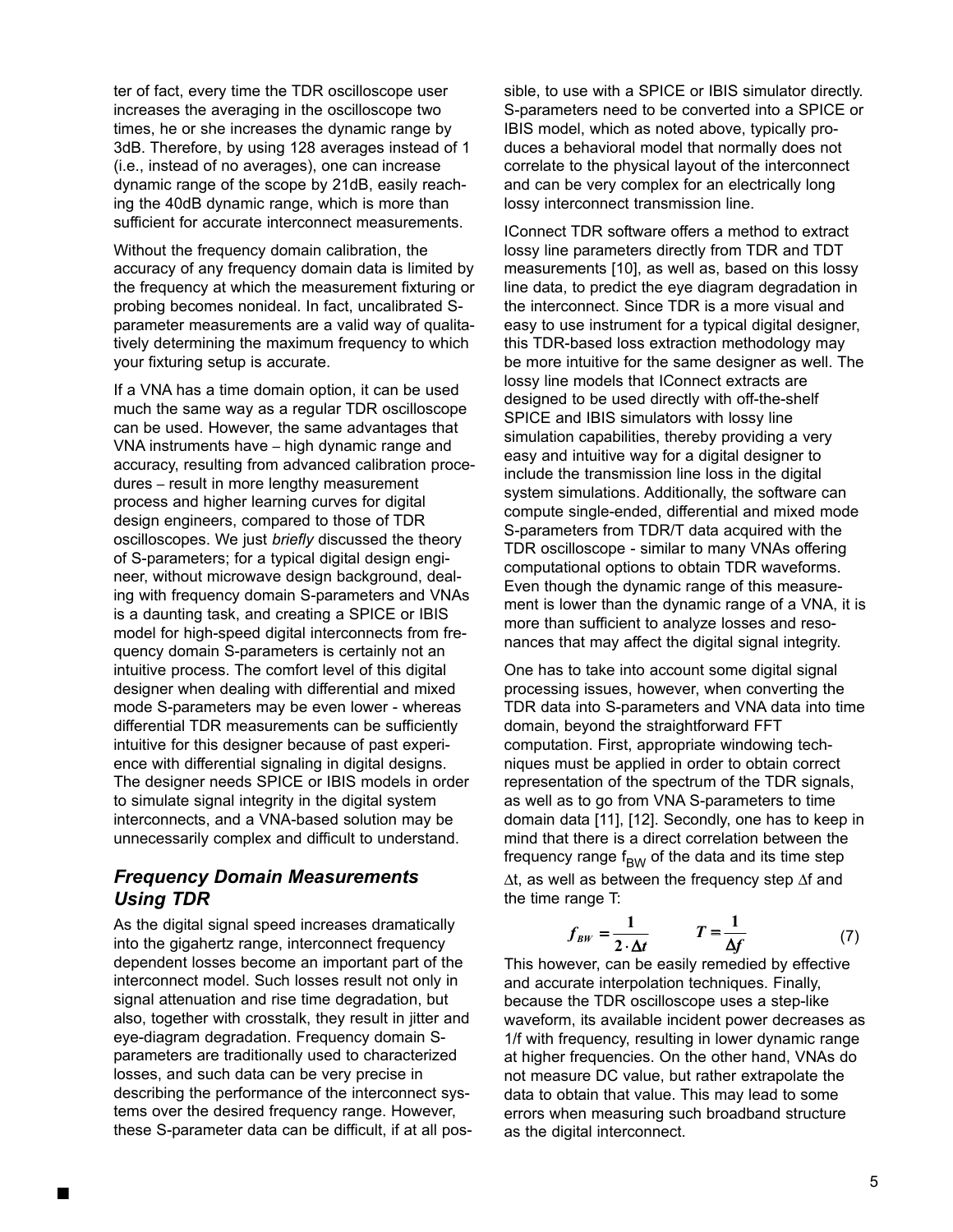ter of fact, every time the TDR oscilloscope user increases the averaging in the oscilloscope two times, he or she increases the dynamic range by 3dB. Therefore, by using 128 averages instead of 1 (i.e., instead of no averages), one can increase dynamic range of the scope by 21dB, easily reaching the 40dB dynamic range, which is more than sufficient for accurate interconnect measurements.

Without the frequency domain calibration, the accuracy of any frequency domain data is limited by the frequency at which the measurement fixturing or probing becomes nonideal. In fact, uncalibrated S-parameter measurements are a valid way of qualitatively determining the maximum frequency to which your fixturing setup is accurate.

If a VNA has a time domain option, it can be used much the same way as a regular TDR oscilloscope can be used. However, the same advantages that VNA instruments have – high dynamic range and accuracy, resulting from advanced calibration procedures – result in more lengthy measurement process and higher learning curves for digital design engineers, compared to those of TDR oscilloscopes. We just *briefly* discussed the theory of S-parameters; for a typical digital design engineer, without microwave design background, dealing with frequency domain S-parameters and VNAs is a daunting task, and creating a SPICE or IBIS model for high-speed digital interconnects from frequency domain S-parameters is certainly not an intuitive process. The comfort level of this digital designer when dealing with differential and mixed mode S-parameters may be even lower - whereas differential TDR measurements can be sufficiently intuitive for this designer because of past experience with differential signaling in digital designs. The designer needs SPICE or IBIS models in order to simulate signal integrity in the digital system interconnects, and a VNA-based solution may be unnecessarily complex and difficult to understand.

## *Frequency Domain Measurements Using TDR*

As the digital signal speed increases dramatically into the gigahertz range, interconnect frequency dependent losses become an important part of the interconnect model. Such losses result not only in signal attenuation and rise time degradation, but also, together with crosstalk, they result in jitter and eye-diagram degradation. Frequency domain S-parameters are traditionally used to characterized losses, and such data can be very precise in describing the performance of the interconnect systems over the desired frequency range. However, these S-parameter data can be difficult, if at all possible, to use with a SPICE or IBIS simulator directly. S-parameters need to be converted into a SPICE or IBIS model, which as noted above, typically produces a behavioral model that normally does not correlate to the physical layout of the interconnect and can be very complex for an electrically long lossy interconnect transmission line.

IConnect TDR software offers a method to extract lossy line parameters directly from TDR and TDT measurements [10], as well as, based on this lossy line data, to predict the eye diagram degradation in the interconnect. Since TDR is a more visual and easy to use instrument for a typical digital designer, this TDR-based loss extraction methodology may be more intuitive for the same designer as well. The lossy line models that IConnect extracts are designed to be used directly with off-the-shelf SPICE and IBIS simulators with lossy line simulation capabilities, thereby providing a very easy and intuitive way for a digital designer to include the transmission line loss in the digital system simulations. Additionally, the software can compute single-ended, differential and mixed mode S-parameters from TDR/T data acquired with the TDR oscilloscope - similar to many VNAs offering computational options to obtain TDR waveforms. Even though the dynamic range of this measurement is lower than the dynamic range of a VNA, it is more than sufficient to analyze losses and resonances that may affect the digital signal integrity.

One has to take into account some digital signal processing issues, however, when converting the TDR data into S-parameters and VNA data into time domain, beyond the straightforward FFT computation. First, appropriate windowing techniques must be applied in order to obtain correct representation of the spectrum of the TDR signals, as well as to go from VNA S-parameters to time domain data [11], [12]. Secondly, one has to keep in mind that there is a direct correlation between the frequency range $f_{BW}$ of the data and its time step $\Delta t$, as well as between the frequency step $\Delta f$ and the time range T:

$$f_{BW} = \frac{1}{2 \cdot \Delta t} \qquad T = \frac{1}{\Delta f} \qquad (7)$$

This however, can be easily remedied by effective and accurate interpolation techniques. Finally, because the TDR oscilloscope uses a step-like waveform, its available incident power decreases as 1/f with frequency, resulting in lower dynamic range at higher frequencies. On the other hand, VNAs do not measure DC value, but rather extrapolate the data to obtain that value. This may lead to some errors when measuring such broadband structure as the digital interconnect.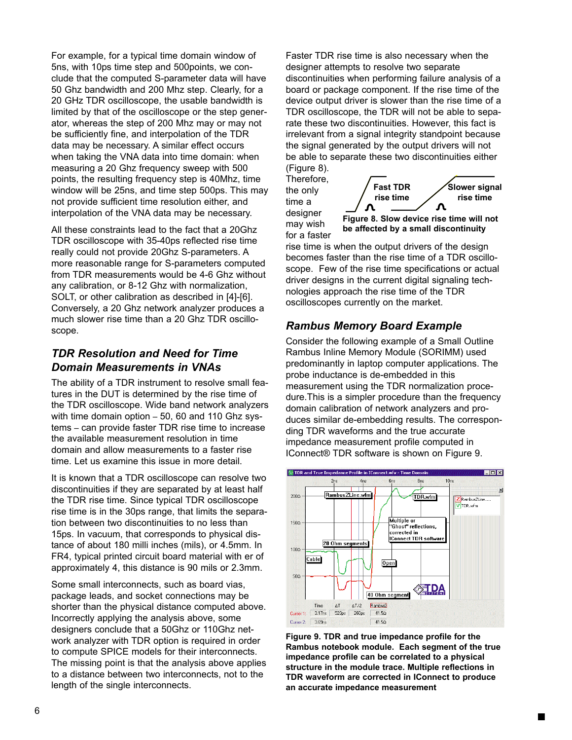For example, for a typical time domain window of 5ns, with 10ps time step and 500points, we conclude that the computed S-parameter data will have 50 Ghz bandwidth and 200 Mhz step. Clearly, for a 20 GHz TDR oscilloscope, the usable bandwidth is limited by that of the oscilloscope or the step generator, whereas the step of 200 Mhz may or may not be sufficiently fine, and interpolation of the TDR data may be necessary. A similar effect occurs when taking the VNA data into time domain: when measuring a 20 Ghz frequency sweep with 500 points, the resulting frequency step is 40Mhz, time window will be 25ns, and time step 500ps. This may not provide sufficient time resolution either, and interpolation of the VNA data may be necessary.

All these constraints lead to the fact that a 20Ghz TDR oscilloscope with 35-40ps reflected rise time really could not provide 20Ghz S-parameters. A more reasonable range for S-parameters computed from TDR measurements would be 4-6 Ghz without any calibration, or 8-12 Ghz with normalization, SOLT, or other calibration as described in [4]-[6]. Conversely, a 20 Ghz network analyzer produces a much slower rise time than a 20 Ghz TDR oscilloscope.

## *TDR Resolution and Need for Time Domain Measurements in VNAs*

The ability of a TDR instrument to resolve small features in the DUT is determined by the rise time of the TDR oscilloscope. Wide band network analyzers with time domain option – 50, 60 and 110 Ghz systems – can provide faster TDR rise time to increase the available measurement resolution in time domain and allow measurements to a faster rise time. Let us examine this issue in more detail.

It is known that a TDR oscilloscope can resolve two discontinuities if they are separated by at least half the TDR rise time. Since typical TDR oscilloscope rise time is in the 30ps range, that limits the separation between two discontinuities to no less than 15ps. In vacuum, that corresponds to physical distance of about 180 milli inches (mils), or 4.5mm. In FR4, typical printed circuit board material with er of approximately 4, this distance is 90 mils or 2.3mm.

Some small interconnects, such as board vias, package leads, and socket connections may be shorter than the physical distance computed above. Incorrectly applying the analysis above, some designers conclude that a 50Ghz or 110Ghz network analyzer with TDR option is required in order to compute SPICE models for their interconnects. The missing point is that the analysis above applies to a distance between two interconnects, not to the length of the single interconnects.

Faster TDR rise time is also necessary when the designer attempts to resolve two separate discontinuities when performing failure analysis of a board or package component. If the rise time of the device output driver is slower than the rise time of a TDR oscilloscope, the TDR will not be able to separate these two discontinuities. However, this fact is irrelevant from a signal integrity standpoint because the signal generated by the output drivers will not be able to separate these two discontinuities either (Figure 8).

Fast TDR rise time | Slower signal rise time

**Figure 8. Slow device rise time will not be affected by a small discontinuity**

Therefore, the only time a designer may wish for a faster rise time is when the output drivers of the design becomes faster than the rise time of a TDR oscilloscope. Few of the rise time specifications or actual driver designs in the current digital signaling technologies approach the rise time of the TDR oscilloscopes currently on the market.

## *Rambus Memory Board Example*

Consider the following example of a Small Outline Rambus Inline Memory Module (SORIMM) used predominantly in laptop computer applications. The probe inductance is de-embedded in this measurement using the TDR normalization procedure.This is a simpler procedure than the frequency domain calibration of network analyzers and produces similar de-embedding results. The corresponding TDR waveforms and the true accurate impedance measurement profile computed in IConnect® TDR software is shown on Figure 9.

**Figure 9. TDR and true impedance profile for the Rambus notebook module. Each segment of the true impedance profile can be correlated to a physical structure in the module trace. Multiple reflections in TDR waveform are corrected in IConnect to produce an accurate impedance measurement**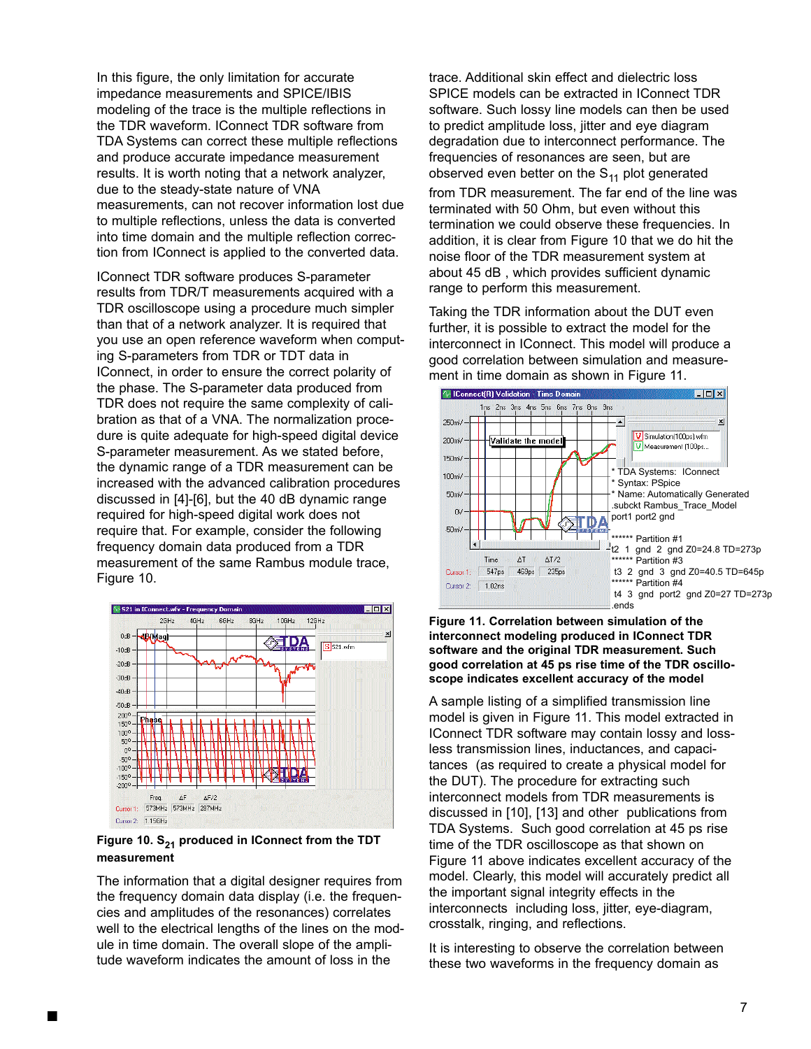In this figure, the only limitation for accurate impedance measurements and SPICE/IBIS modeling of the trace is the multiple reflections in the TDR waveform. IConnect TDR software from TDA Systems can correct these multiple reflections and produce accurate impedance measurement results. It is worth noting that a network analyzer, due to the steady-state nature of VNA measurements, can not recover information lost due to multiple reflections, unless the data is converted into time domain and the multiple reflection correction from IConnect is applied to the converted data.

IConnect TDR software produces S-parameter results from TDR/T measurements acquired with a TDR oscilloscope using a procedure much simpler than that of a network analyzer. It is required that you use an open reference waveform when computing S-parameters from TDR or TDT data in IConnect, in order to ensure the correct polarity of the phase. The S-parameter data produced from TDR does not require the same complexity of calibration as that of a VNA. The normalization procedure is quite adequate for high-speed digital device S-parameter measurement. As we stated before, the dynamic range of a TDR measurement can be increased with the advanced calibration procedures discussed in [4]-[6], but the 40 dB dynamic range required for high-speed digital work does not require that. For example, consider the following frequency domain data produced from a TDR measurement of the same Rambus module trace, Figure 10.

**Figure 10. $S_{21}$ produced in IConnect from the TDT measurement**

The information that a digital designer requires from the frequency domain data display (i.e. the frequencies and amplitudes of the resonances) correlates well to the electrical lengths of the lines on the module in time domain. The overall slope of the amplitude waveform indicates the amount of loss in the trace. Additional skin effect and dielectric loss SPICE models can be extracted in IConnect TDR software. Such lossy line models can then be used to predict amplitude loss, jitter and eye diagram degradation due to interconnect performance. The frequencies of resonances are seen, but are observed even better on the $S_{11}$ plot generated from TDR measurement. The far end of the line was terminated with 50 Ohm, but even without this termination we could observe these frequencies. In addition, it is clear from Figure 10 that we do hit the noise floor of the TDR measurement system at about 45 dB , which provides sufficient dynamic range to perform this measurement.

Taking the TDR information about the DUT even further, it is possible to extract the model for the interconnect in IConnect. This model will produce a good correlation between simulation and measurement in time domain as shown in Figure 11.

```
* TDA Systems:  IConnect
* Syntax: PSpice
* Name: Automatically Generated
.subckt Rambus_Trace_Model
port1 port2 gnd

****** Partition #1
t2  1  gnd  2  gnd Z0=24.8 TD=273p
****** Partition #3
 t3  2  gnd  3  gnd Z0=40.5 TD=645p
****** Partition #4
 t4  3  gnd  port2  gnd Z0=27 TD=273p
.ends
```

**Figure 11. Correlation between simulation of the interconnect modeling produced in IConnect TDR software and the original TDR measurement. Such good correlation at 45 ps rise time of the TDR oscilloscope indicates excellent accuracy of the model**

A sample listing of a simplified transmission line model is given in Figure 11. This model extracted in IConnect TDR software may contain lossy and lossless transmission lines, inductances, and capacitances (as required to create a physical model for the DUT). The procedure for extracting such interconnect models from TDR measurements is discussed in [10], [13] and other publications from TDA Systems. Such good correlation at 45 ps rise time of the TDR oscilloscope as that shown on Figure 11 above indicates excellent accuracy of the model. Clearly, this model will accurately predict all the important signal integrity effects in the interconnects including loss, jitter, eye-diagram, crosstalk, ringing, and reflections.

It is interesting to observe the correlation between these two waveforms in the frequency domain as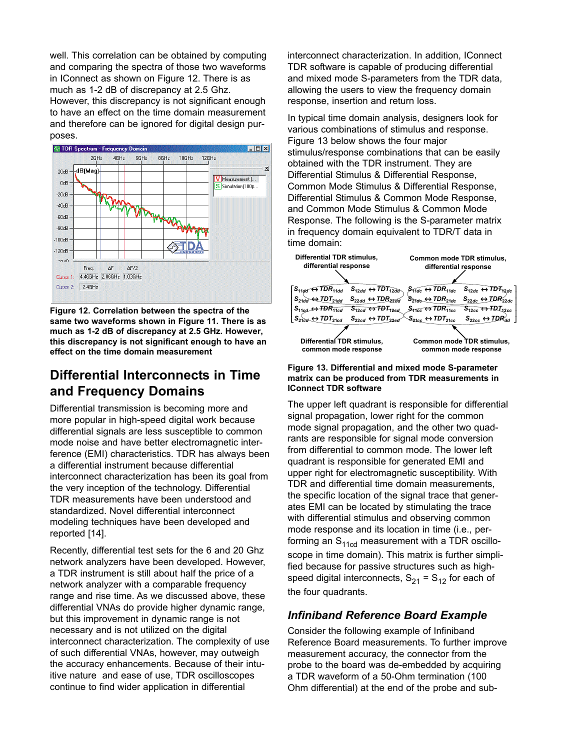well. This correlation can be obtained by computing and comparing the spectra of those two waveforms in IConnect as shown on Figure 12. There is as much as 1-2 dB of discrepancy at 2.5 Ghz. However, this discrepancy is not significant enough to have an effect on the time domain measurement and therefore can be ignored for digital design purposes.

**Figure 12. Correlation between the spectra of the same two waveforms shown in Figure 11. There is as much as 1-2 dB of discrepancy at 2.5 GHz. However, this discrepancy is not significant enough to have an effect on the time domain measurement**

## Differential Interconnects in Time and Frequency Domains

Differential transmission is becoming more and more popular in high-speed digital work because differential signals are less susceptible to common mode noise and have better electromagnetic interference (EMI) characteristics. TDR has always been a differential instrument because differential interconnect characterization has been its goal from the very inception of the technology. Differential TDR measurements have been understood and standardized. Novel differential interconnect modeling techniques have been developed and reported [14].

Recently, differential test sets for the 6 and 20 Ghz network analyzers have been developed. However, a TDR instrument is still about half the price of a network analyzer with a comparable frequency range and rise time. As we discussed above, these differential VNAs do provide higher dynamic range, but this improvement in dynamic range is not necessary and is not utilized on the digital interconnect characterization. The complexity of use of such differential VNAs, however, may outweigh the accuracy enhancements. Because of their intuitive nature and ease of use, TDR oscilloscopes continue to find wider application in differential interconnect characterization. In addition, IConnect TDR software is capable of producing differential and mixed mode S-parameters from the TDR data, allowing the users to view the frequency domain response, insertion and return loss.

In typical time domain analysis, designers look for various combinations of stimulus and response. Figure 13 below shows the four major stimulus/response combinations that can be easily obtained with the TDR instrument. They are Differential Stimulus & Differential Response, Common Mode Stimulus & Differential Response, Differential Stimulus & Common Mode Response, and Common Mode Stimulus & Common Mode Response. The following is the S-parameter matrix in frequency domain equivalent to TDR/T data in time domain:

Differential TDR stimulus, differential response — Common mode TDR stimulus, differential response

$$\begin{bmatrix} S_{11dd} \leftrightarrow TDR_{11dd} & S_{12dd} \leftrightarrow TDT_{12dd} & S_{11dc} \leftrightarrow TDR_{11dc} & S_{12dc} \leftrightarrow TDT_{12dc} \\ S_{21dd} \leftrightarrow TDT_{21dd} & S_{22dd} \leftrightarrow TDR_{22dd} & S_{21dc} \leftrightarrow TDR_{21dc} & S_{22dc} \leftrightarrow TDR_{22dc} \\ S_{11cd} \leftrightarrow TDR_{11cd} & S_{12cd} \leftrightarrow TDT_{12cd} & S_{11cc} \leftrightarrow TDR_{11cc} & S_{12cc} \leftrightarrow TDT_{12cc} \\ S_{21cd} \leftrightarrow TDT_{21cd} & S_{22cd} \leftrightarrow TDT_{22cd} & S_{21cc} \leftrightarrow TDT_{21cc} & S_{22cc} \leftrightarrow TDR_{dd} \end{bmatrix}$$

Differential TDR stimulus, common mode response — Common mode TDR stimulus, common mode response

**Figure 13. Differential and mixed mode S-parameter matrix can be produced from TDR measurements in IConnect TDR software**

The upper left quadrant is responsible for differential signal propagation, lower right for the common mode signal propagation, and the other two quadrants are responsible for signal mode conversion from differential to common mode. The lower left quadrant is responsible for generated EMI and upper right for electromagnetic susceptibility. With TDR and differential time domain measurements, the specific location of the signal trace that generates EMI can be located by stimulating the trace with differential stimulus and observing common mode response and its location in time (i.e., performing an $S_{11cd}$ measurement with a TDR oscilloscope in time domain). This matrix is further simplified because for passive structures such as high-speed digital interconnects, $S_{21} = S_{12}$ for each of the four quadrants.

### *Infiniband Reference Board Example*

Consider the following example of Infiniband Reference Board measurements. To further improve measurement accuracy, the connector from the probe to the board was de-embedded by acquiring a TDR waveform of a 50-Ohm termination (100 Ohm differential) at the end of the probe and sub-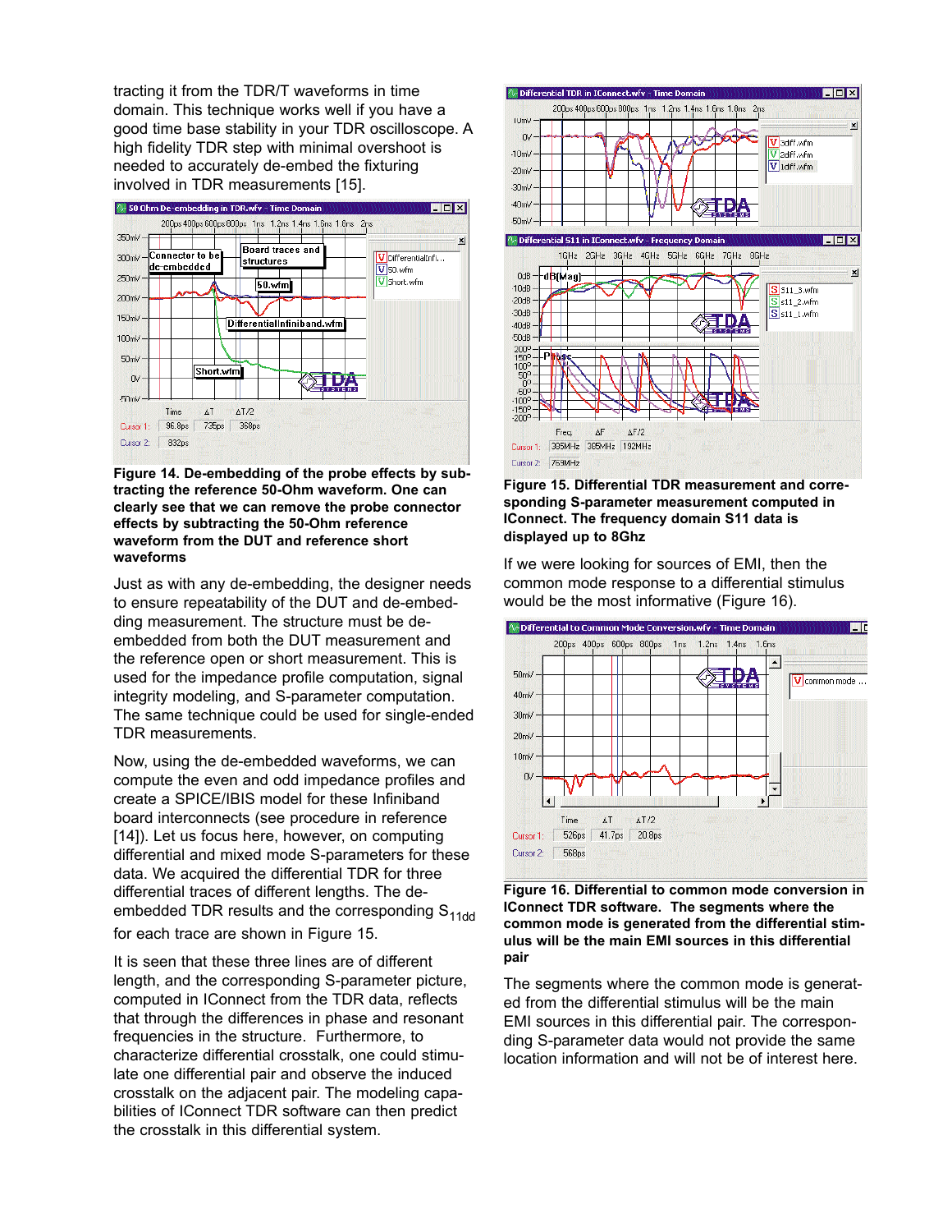tracting it from the TDR/T waveforms in time domain. This technique works well if you have a good time base stability in your TDR oscilloscope. A high fidelity TDR step with minimal overshoot is needed to accurately de-embed the fixturing involved in TDR measurements [15].

**Figure 14. De-embedding of the probe effects by subtracting the reference 50-Ohm waveform. One can clearly see that we can remove the probe connector effects by subtracting the 50-Ohm reference waveform from the DUT and reference short waveforms**

Just as with any de-embedding, the designer needs to ensure repeatability of the DUT and de-embedding measurement. The structure must be de-embedded from both the DUT measurement and the reference open or short measurement. This is used for the impedance profile computation, signal integrity modeling, and S-parameter computation. The same technique could be used for single-ended TDR measurements.

Now, using the de-embedded waveforms, we can compute the even and odd impedance profiles and create a SPICE/IBIS model for these Infiniband board interconnects (see procedure in reference [14]). Let us focus here, however, on computing differential and mixed mode S-parameters for these data. We acquired the differential TDR for three differential traces of different lengths. The de-embedded TDR results and the corresponding $S_{11dd}$ for each trace are shown in Figure 15.

It is seen that these three lines are of different length, and the corresponding S-parameter picture, computed in IConnect from the TDR data, reflects that through the differences in phase and resonant frequencies in the structure. Furthermore, to characterize differential crosstalk, one could stimulate one differential pair and observe the induced crosstalk on the adjacent pair. The modeling capabilities of IConnect TDR software can then predict the crosstalk in this differential system.

**Figure 15. Differential TDR measurement and corresponding S-parameter measurement computed in IConnect. The frequency domain S11 data is displayed up to 8Ghz**

If we were looking for sources of EMI, then the common mode response to a differential stimulus would be the most informative (Figure 16).

**Figure 16. Differential to common mode conversion in IConnect TDR software. The segments where the common mode is generated from the differential stimulus will be the main EMI sources in this differential pair**

The segments where the common mode is generated from the differential stimulus will be the main EMI sources in this differential pair. The corresponding S-parameter data would not provide the same location information and will not be of interest here.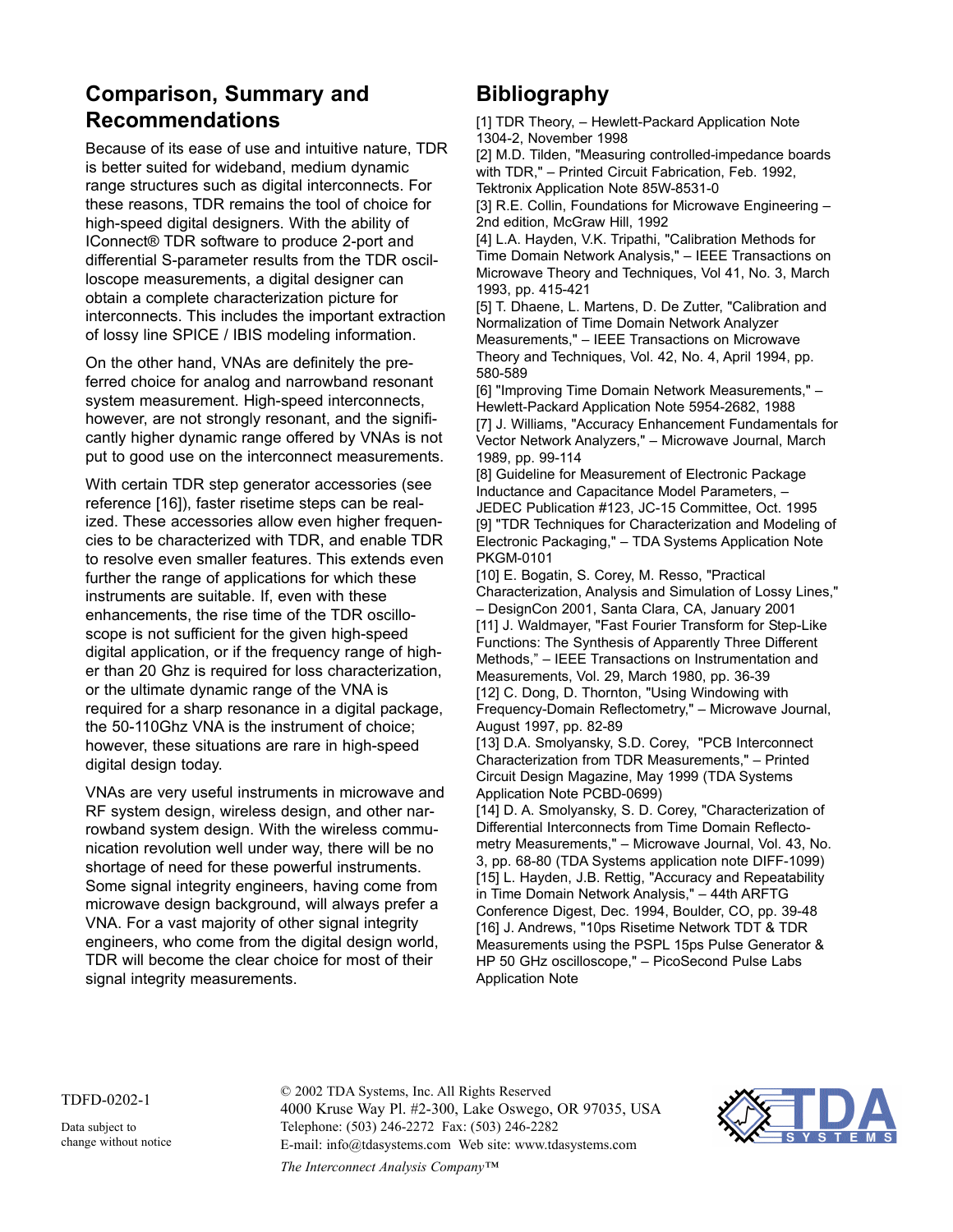## Comparison, Summary and Recommendations

Because of its ease of use and intuitive nature, TDR is better suited for wideband, medium dynamic range structures such as digital interconnects. For these reasons, TDR remains the tool of choice for high-speed digital designers. With the ability of IConnect® TDR software to produce 2-port and differential S-parameter results from the TDR oscilloscope measurements, a digital designer can obtain a complete characterization picture for interconnects. This includes the important extraction of lossy line SPICE / IBIS modeling information.

On the other hand, VNAs are definitely the preferred choice for analog and narrowband resonant system measurement. High-speed interconnects, however, are not strongly resonant, and the significantly higher dynamic range offered by VNAs is not put to good use on the interconnect measurements.

With certain TDR step generator accessories (see reference [16]), faster risetime steps can be realized. These accessories allow even higher frequencies to be characterized with TDR, and enable TDR to resolve even smaller features. This extends even further the range of applications for which these instruments are suitable. If, even with these enhancements, the rise time of the TDR oscilloscope is not sufficient for the given high-speed digital application, or if the frequency range of higher than 20 Ghz is required for loss characterization, or the ultimate dynamic range of the VNA is required for a sharp resonance in a digital package, the 50-110Ghz VNA is the instrument of choice; however, these situations are rare in high-speed digital design today.

VNAs are very useful instruments in microwave and RF system design, wireless design, and other narrowband system design. With the wireless communication revolution well under way, there will be no shortage of need for these powerful instruments. Some signal integrity engineers, having come from microwave design background, will always prefer a VNA. For a vast majority of other signal integrity engineers, who come from the digital design world, TDR will become the clear choice for most of their signal integrity measurements.

## Bibliography

[1] TDR Theory, – Hewlett-Packard Application Note 1304-2, November 1998

[2] M.D. Tilden, "Measuring controlled-impedance boards with TDR," – Printed Circuit Fabrication, Feb. 1992, Tektronix Application Note 85W-8531-0

[3] R.E. Collin, Foundations for Microwave Engineering – 2nd edition, McGraw Hill, 1992

[4] L.A. Hayden, V.K. Tripathi, "Calibration Methods for Time Domain Network Analysis," – IEEE Transactions on Microwave Theory and Techniques, Vol 41, No. 3, March 1993, pp. 415-421

[5] T. Dhaene, L. Martens, D. De Zutter, "Calibration and Normalization of Time Domain Network Analyzer Measurements," – IEEE Transactions on Microwave Theory and Techniques, Vol. 42, No. 4, April 1994, pp. 580-589

[6] "Improving Time Domain Network Measurements," – Hewlett-Packard Application Note 5954-2682, 1988

[7] J. Williams, "Accuracy Enhancement Fundamentals for Vector Network Analyzers," – Microwave Journal, March 1989, pp. 99-114

[8] Guideline for Measurement of Electronic Package Inductance and Capacitance Model Parameters, – JEDEC Publication #123, JC-15 Committee, Oct. 1995

[9] "TDR Techniques for Characterization and Modeling of Electronic Packaging," – TDA Systems Application Note PKGM-0101

[10] E. Bogatin, S. Corey, M. Resso, "Practical Characterization, Analysis and Simulation of Lossy Lines," – DesignCon 2001, Santa Clara, CA, January 2001

[11] J. Waldmayer, "Fast Fourier Transform for Step-Like Functions: The Synthesis of Apparently Three Different Methods," – IEEE Transactions on Instrumentation and Measurements, Vol. 29, March 1980, pp. 36-39

[12] C. Dong, D. Thornton, "Using Windowing with Frequency-Domain Reflectometry," – Microwave Journal, August 1997, pp. 82-89

[13] D.A. Smolyansky, S.D. Corey, "PCB Interconnect Characterization from TDR Measurements," – Printed Circuit Design Magazine, May 1999 (TDA Systems Application Note PCBD-0699)

[14] D. A. Smolyansky, S. D. Corey, "Characterization of Differential Interconnects from Time Domain Reflectometry Measurements," – Microwave Journal, Vol. 43, No. 3, pp. 68-80 (TDA Systems application note DIFF-1099)

[15] L. Hayden, J.B. Rettig, "Accuracy and Repeatability in Time Domain Network Analysis," – 44th ARFTG Conference Digest, Dec. 1994, Boulder, CO, pp. 39-48

[16] J. Andrews, "10ps Risetime Network TDT & TDR Measurements using the PSPL 15ps Pulse Generator & HP 50 GHz oscilloscope," – PicoSecond Pulse Labs Application Note

TDFD-0202-1

Data subject to change without notice

© 2002 TDA Systems, Inc. All Rights Reserved
4000 Kruse Way Pl. #2-300, Lake Oswego, OR 97035, USA
Telephone: (503) 246-2272 Fax: (503) 246-2282
E-mail: info@tdasystems.com Web site: www.tdasystems.com

*The Interconnect Analysis Company™*

TDA SYSTEMS